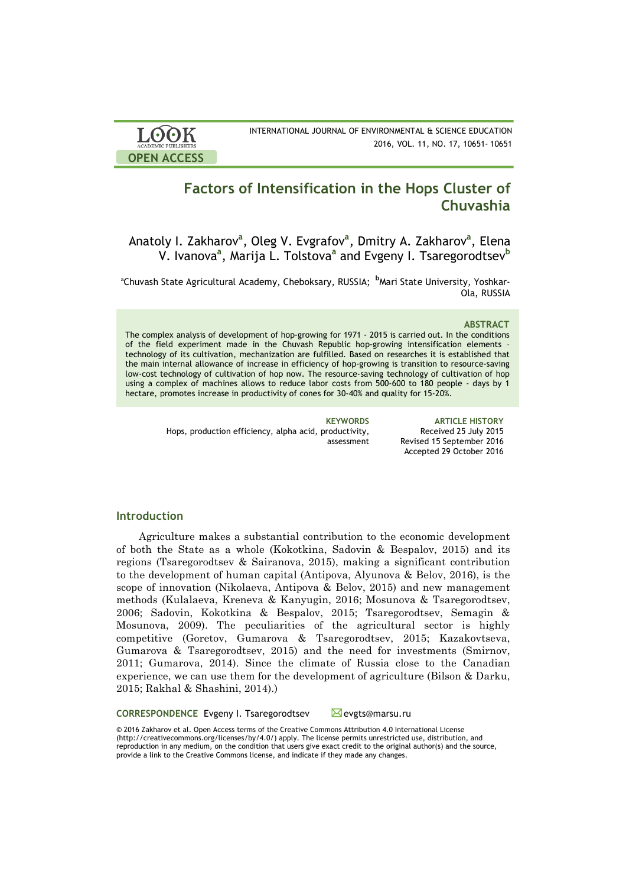# Factors of Intensification in the Hops Cluster of Chuvashia

Anatoly I. Zakharov[a], Oleg V. Evgrafov[a], Dmitry A. Zakharov[a], Elena V. Ivanova[a], Marija L. Tolstova[a] and Evgeny I. Tsaregorodtsev[b]

[a]Chuvash State Agricultural Academy, Cheboksary, RUSSIA; [b]Mari State University, Yoshkar-Ola, RUSSIA

### ABSTRACT

The complex analysis of development of hop-growing for 1971 - 2015 is carried out. In the conditions of the field experiment made in the Chuvash Republic hop-growing intensification elements – technology of its cultivation, mechanization are fulfilled. Based on researches it is established that the main internal allowance of increase in efficiency of hop-growing is transition to resource-saving low-cost technology of cultivation of hop now. The resource-saving technology of cultivation of hop using a complex of machines allows to reduce labor costs from 500-600 to 180 people - days by 1 hectare, promotes increase in productivity of cones for 30-40% and quality for 15-20%.

**KEYWORDS**
Hops, production efficiency, alpha acid, productivity, assessment

**ARTICLE HISTORY**
Received 25 July 2015
Revised 15 September 2016
Accepted 29 October 2016

## Introduction

Agriculture makes a substantial contribution to the economic development of both the State as a whole (Kokotkina, Sadovin & Bespalov, 2015) and its regions (Tsaregorodtsev & Sairanova, 2015), making a significant contribution to the development of human capital (Antipova, Alyunova & Belov, 2016), is the scope of innovation (Nikolaeva, Antipova & Belov, 2015) and new management methods (Kulalaeva, Kreneva & Kanyugin, 2016; Mosunova & Tsaregorodtsev, 2006; Sadovin, Kokotkina & Bespalov, 2015; Tsaregorodtsev, Semagin & Mosunova, 2009). The peculiarities of the agricultural sector is highly competitive (Goretov, Gumarova & Tsaregorodtsev, 2015; Kazakovtseva, Gumarova & Tsaregorodtsev, 2015) and the need for investments (Smirnov, 2011; Gumarova, 2014). Since the climate of Russia close to the Canadian experience, we can use them for the development of agriculture (Bilson & Darku, 2015; Rakhal & Shashini, 2014).)

**CORRESPONDENCE** Evgeny I. Tsaregorodtsev evgts@marsu.ru

© 2016 Zakharov et al. Open Access terms of the Creative Commons Attribution 4.0 International License (http://creativecommons.org/licenses/by/4.0/) apply. The license permits unrestricted use, distribution, and reproduction in any medium, on the condition that users give exact credit to the original author(s) and the source, provide a link to the Creative Commons license, and indicate if they made any changes.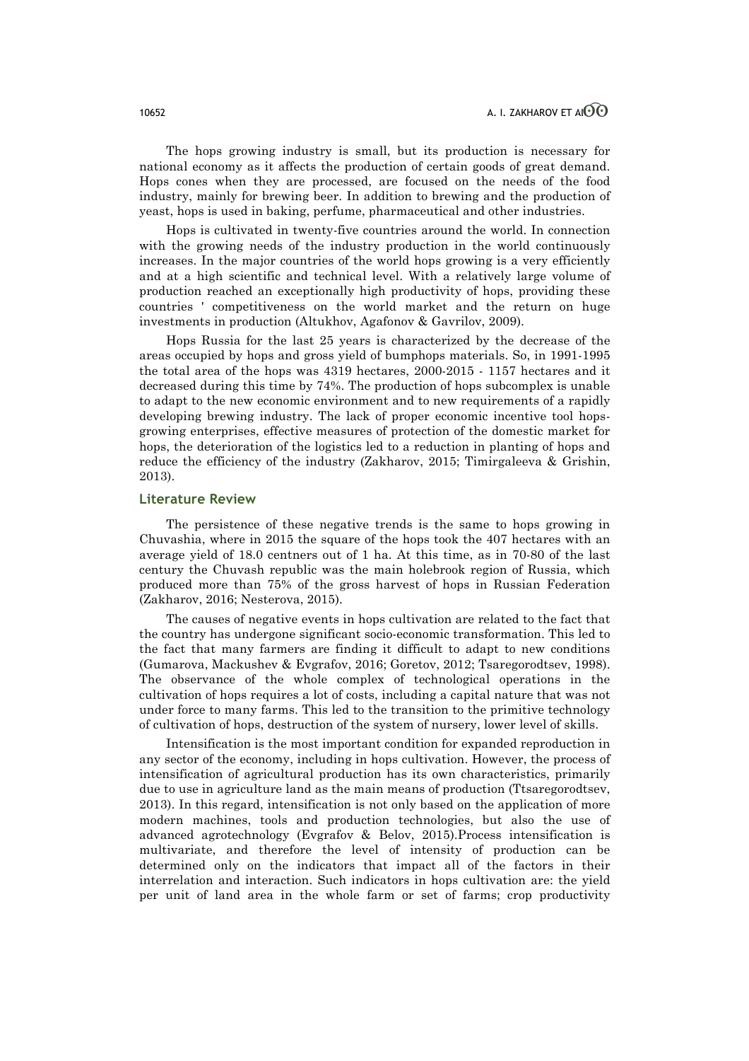The hops growing industry is small, but its production is necessary for national economy as it affects the production of certain goods of great demand. Hops cones when they are processed, are focused on the needs of the food industry, mainly for brewing beer. In addition to brewing and the production of yeast, hops is used in baking, perfume, pharmaceutical and other industries.

Hops is cultivated in twenty-five countries around the world. In connection with the growing needs of the industry production in the world continuously increases. In the major countries of the world hops growing is a very efficiently and at a high scientific and technical level. With a relatively large volume of production reached an exceptionally high productivity of hops, providing these countries ' competitiveness on the world market and the return on huge investments in production (Altukhov, Agafonov & Gavrilov, 2009).

Hops Russia for the last 25 years is characterized by the decrease of the areas occupied by hops and gross yield of bumphops materials. So, in 1991-1995 the total area of the hops was 4319 hectares, 2000-2015 - 1157 hectares and it decreased during this time by 74%. The production of hops subcomplex is unable to adapt to the new economic environment and to new requirements of a rapidly developing brewing industry. The lack of proper economic incentive tool hops-growing enterprises, effective measures of protection of the domestic market for hops, the deterioration of the logistics led to a reduction in planting of hops and reduce the efficiency of the industry (Zakharov, 2015; Timirgaleeva & Grishin, 2013).

## Literature Review

The persistence of these negative trends is the same to hops growing in Chuvashia, where in 2015 the square of the hops took the 407 hectares with an average yield of 18.0 centners out of 1 ha. At this time, as in 70-80 of the last century the Chuvash republic was the main holebrook region of Russia, which produced more than 75% of the gross harvest of hops in Russian Federation (Zakharov, 2016; Nesterova, 2015).

The causes of negative events in hops cultivation are related to the fact that the country has undergone significant socio-economic transformation. This led to the fact that many farmers are finding it difficult to adapt to new conditions (Gumarova, Mackushev & Evgrafov, 2016; Goretov, 2012; Tsaregorodtsev, 1998). The observance of the whole complex of technological operations in the cultivation of hops requires a lot of costs, including a capital nature that was not under force to many farms. This led to the transition to the primitive technology of cultivation of hops, destruction of the system of nursery, lower level of skills.

Intensification is the most important condition for expanded reproduction in any sector of the economy, including in hops cultivation. However, the process of intensification of agricultural production has its own characteristics, primarily due to use in agriculture land as the main means of production (Ttsaregorodtsev, 2013). In this regard, intensification is not only based on the application of more modern machines, tools and production technologies, but also the use of advanced agrotechnology (Evgrafov & Belov, 2015).Process intensification is multivariate, and therefore the level of intensity of production can be determined only on the indicators that impact all of the factors in their interrelation and interaction. Such indicators in hops cultivation are: the yield per unit of land area in the whole farm or set of farms; crop productivity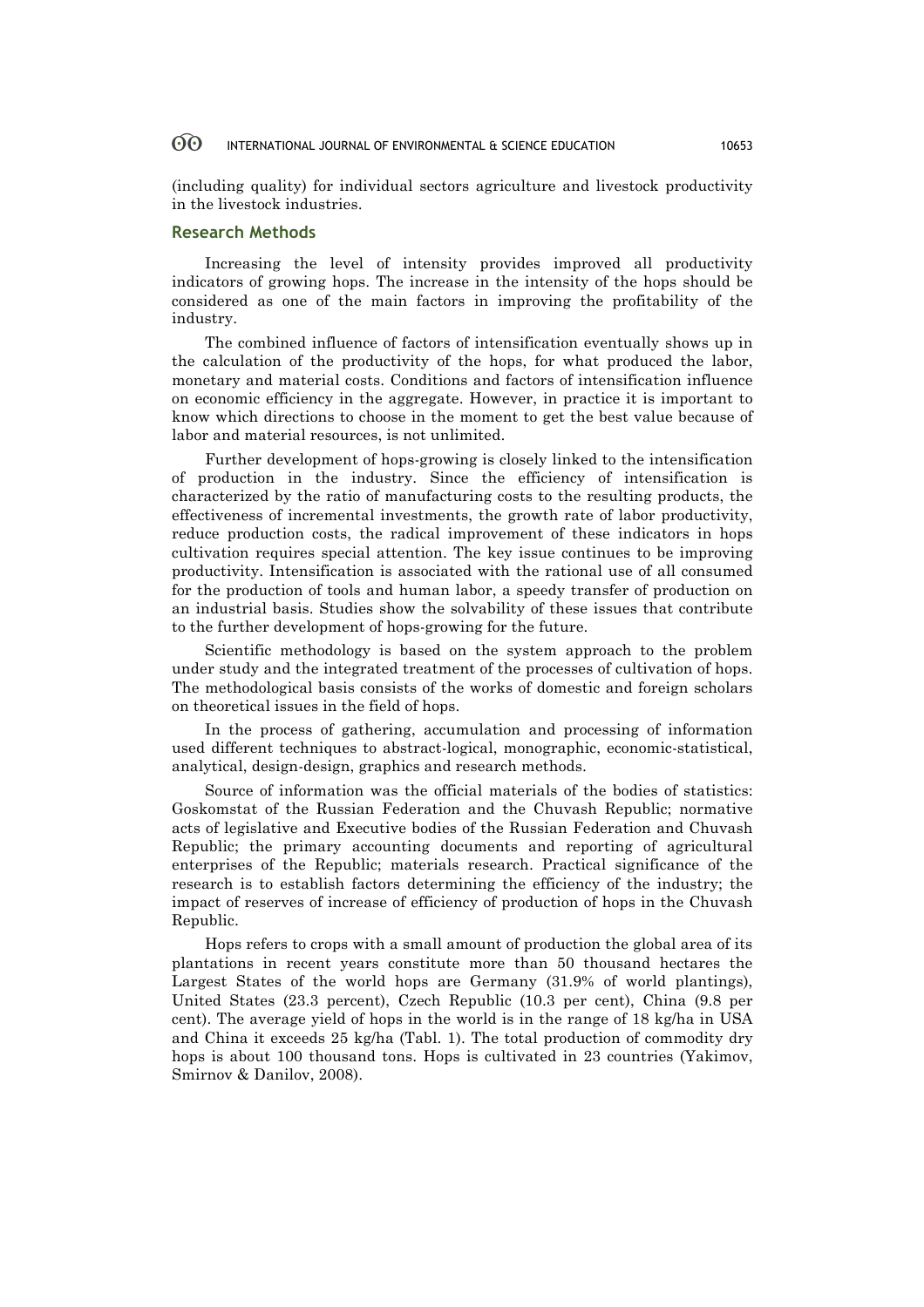(including quality) for individual sectors agriculture and livestock productivity in the livestock industries.

## Research Methods

Increasing the level of intensity provides improved all productivity indicators of growing hops. The increase in the intensity of the hops should be considered as one of the main factors in improving the profitability of the industry.

The combined influence of factors of intensification eventually shows up in the calculation of the productivity of the hops, for what produced the labor, monetary and material costs. Conditions and factors of intensification influence on economic efficiency in the aggregate. However, in practice it is important to know which directions to choose in the moment to get the best value because of labor and material resources, is not unlimited.

Further development of hops-growing is closely linked to the intensification of production in the industry. Since the efficiency of intensification is characterized by the ratio of manufacturing costs to the resulting products, the effectiveness of incremental investments, the growth rate of labor productivity, reduce production costs, the radical improvement of these indicators in hops cultivation requires special attention. The key issue continues to be improving productivity. Intensification is associated with the rational use of all consumed for the production of tools and human labor, a speedy transfer of production on an industrial basis. Studies show the solvability of these issues that contribute to the further development of hops-growing for the future.

Scientific methodology is based on the system approach to the problem under study and the integrated treatment of the processes of cultivation of hops. The methodological basis consists of the works of domestic and foreign scholars on theoretical issues in the field of hops.

In the process of gathering, accumulation and processing of information used different techniques to abstract-logical, monographic, economic-statistical, analytical, design-design, graphics and research methods.

Source of information was the official materials of the bodies of statistics: Goskomstat of the Russian Federation and the Chuvash Republic; normative acts of legislative and Executive bodies of the Russian Federation and Chuvash Republic; the primary accounting documents and reporting of agricultural enterprises of the Republic; materials research. Practical significance of the research is to establish factors determining the efficiency of the industry; the impact of reserves of increase of efficiency of production of hops in the Chuvash Republic.

Hops refers to crops with a small amount of production the global area of its plantations in recent years constitute more than 50 thousand hectares the Largest States of the world hops are Germany (31.9% of world plantings), United States (23.3 percent), Czech Republic (10.3 per cent), China (9.8 per cent). The average yield of hops in the world is in the range of 18 kg/ha in USA and China it exceeds 25 kg/ha (Tabl. 1). The total production of commodity dry hops is about 100 thousand tons. Hops is cultivated in 23 countries (Yakimov, Smirnov & Danilov, 2008).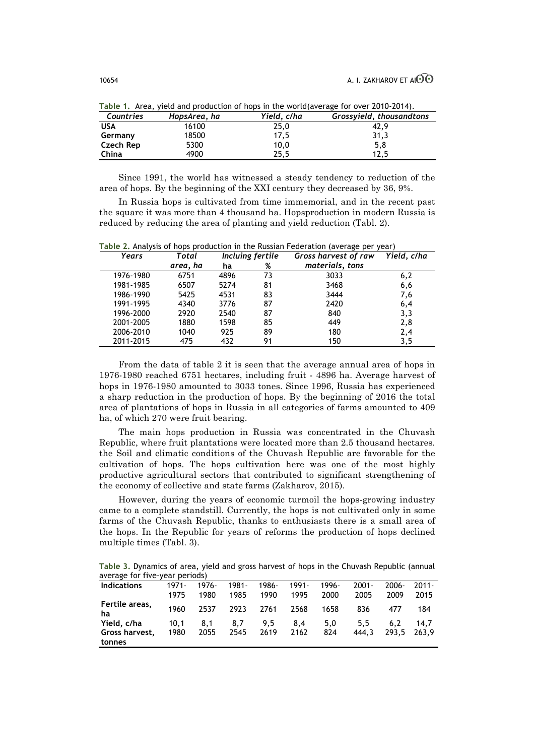**Table 1.** Area, yield and production of hops in the world(average for over 2010-2014).

| *Countries* | *HopsArea, ha* | *Yield, c/ha* | *Grossyield, thousandtons* |
|---|---|---|---|
| **USA** | 16100 | 25,0 | 42,9 |
| **Germany** | 18500 | 17,5 | 31,3 |
| **Czech Rep** | 5300 | 10,0 | 5,8 |
| **China** | 4900 | 25,5 | 12,5 |

Since 1991, the world has witnessed a steady tendency to reduction of the area of hops. By the beginning of the XXI century they decreased by 36, 9%.

In Russia hops is cultivated from time immemorial, and in the recent past the square it was more than 4 thousand ha. Hopsproduction in modern Russia is reduced by reducing the area of planting and yield reduction (Tabl. 2).

**Table 2.** Analysis of hops production in the Russian Federation (average per year)

| *Years* | *Total area, ha* | *Incluing fertile* | | *Gross harvest of raw materials, tons* | *Yield, c/ha* |
|---|---|---|---|---|---|
| | | **ha** | *%* | | |
| 1976-1980 | 6751 | 4896 | 73 | 3033 | 6,2 |
| 1981-1985 | 6507 | 5274 | 81 | 3468 | 6,6 |
| 1986-1990 | 5425 | 4531 | 83 | 3444 | 7,6 |
| 1991-1995 | 4340 | 3776 | 87 | 2420 | 6,4 |
| 1996-2000 | 2920 | 2540 | 87 | 840 | 3,3 |
| 2001-2005 | 1880 | 1598 | 85 | 449 | 2,8 |
| 2006-2010 | 1040 | 925 | 89 | 180 | 2,4 |
| 2011-2015 | 475 | 432 | 91 | 150 | 3,5 |

From the data of table 2 it is seen that the average annual area of hops in 1976-1980 reached 6751 hectares, including fruit - 4896 ha. Average harvest of hops in 1976-1980 amounted to 3033 tones. Since 1996, Russia has experienced a sharp reduction in the production of hops. By the beginning of 2016 the total area of plantations of hops in Russia in all categories of farms amounted to 409 ha, of which 270 were fruit bearing.

The main hops production in Russia was concentrated in the Chuvash Republic, where fruit plantations were located more than 2.5 thousand hectares. the Soil and climatic conditions of the Chuvash Republic are favorable for the cultivation of hops. The hops cultivation here was one of the most highly productive agricultural sectors that contributed to significant strengthening of the economy of collective and state farms (Zakharov, 2015).

However, during the years of economic turmoil the hops-growing industry came to a complete standstill. Currently, the hops is not cultivated only in some farms of the Chuvash Republic, thanks to enthusiasts there is a small area of the hops. In the Republic for years of reforms the production of hops declined multiple times (Tabl. 3).

**Table 3.** Dynamics of area, yield and gross harvest of hops in the Chuvash Republic (annual average for five-year periods)

| **Indications** | 1971-1975 | 1976-1980 | 1981-1985 | 1986-1990 | 1991-1995 | 1996-2000 | 2001-2005 | 2006-2009 | 2011-2015 |
|---|---|---|---|---|---|---|---|---|---|
| **Fertile areas, ha** | 1960 | 2537 | 2923 | 2761 | 2568 | 1658 | 836 | 477 | 184 |
| **Yield, c/ha** | 10,1 | 8,1 | 8,7 | 9,5 | 8,4 | 5,0 | 5,5 | 6,2 | 14,7 |
| **Gross harvest, tonnes** | 1980 | 2055 | 2545 | 2619 | 2162 | 824 | 444,3 | 293,5 | 263,9 |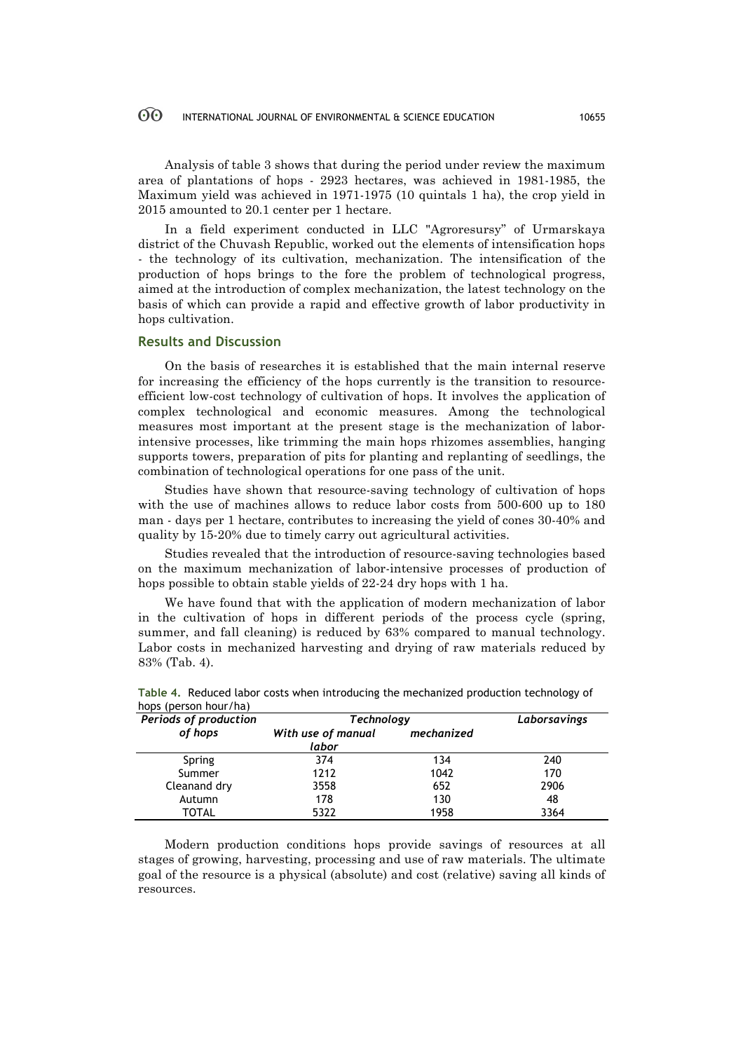Analysis of table 3 shows that during the period under review the maximum area of plantations of hops - 2923 hectares, was achieved in 1981-1985, the Maximum yield was achieved in 1971-1975 (10 quintals 1 ha), the crop yield in 2015 amounted to 20.1 center per 1 hectare.

In a field experiment conducted in LLC "Agroresursy" of Urmarskaya district of the Chuvash Republic, worked out the elements of intensification hops - the technology of its cultivation, mechanization. The intensification of the production of hops brings to the fore the problem of technological progress, aimed at the introduction of complex mechanization, the latest technology on the basis of which can provide a rapid and effective growth of labor productivity in hops cultivation.

## Results and Discussion

On the basis of researches it is established that the main internal reserve for increasing the efficiency of the hops currently is the transition to resource-efficient low-cost technology of cultivation of hops. It involves the application of complex technological and economic measures. Among the technological measures most important at the present stage is the mechanization of labor-intensive processes, like trimming the main hops rhizomes assemblies, hanging supports towers, preparation of pits for planting and replanting of seedlings, the combination of technological operations for one pass of the unit.

Studies have shown that resource-saving technology of cultivation of hops with the use of machines allows to reduce labor costs from 500-600 up to 180 man - days per 1 hectare, contributes to increasing the yield of cones 30-40% and quality by 15-20% due to timely carry out agricultural activities.

Studies revealed that the introduction of resource-saving technologies based on the maximum mechanization of labor-intensive processes of production of hops possible to obtain stable yields of 22-24 dry hops with 1 ha.

We have found that with the application of modern mechanization of labor in the cultivation of hops in different periods of the process cycle (spring, summer, and fall cleaning) is reduced by 63% compared to manual technology. Labor costs in mechanized harvesting and drying of raw materials reduced by 83% (Tab. 4).

**Table 4.** Reduced labor costs when introducing the mechanized production technology of hops (person hour/ha)

| *Periods of production of hops* | *Technology* | | *Laborsavings* |
|---|---|---|---|
| | *With use of manual labor* | *mechanized* | |
| Spring | 374 | 134 | 240 |
| Summer | 1212 | 1042 | 170 |
| Cleanand dry | 3558 | 652 | 2906 |
| Autumn | 178 | 130 | 48 |
| TOTAL | 5322 | 1958 | 3364 |

Modern production conditions hops provide savings of resources at all stages of growing, harvesting, processing and use of raw materials. The ultimate goal of the resource is a physical (absolute) and cost (relative) saving all kinds of resources.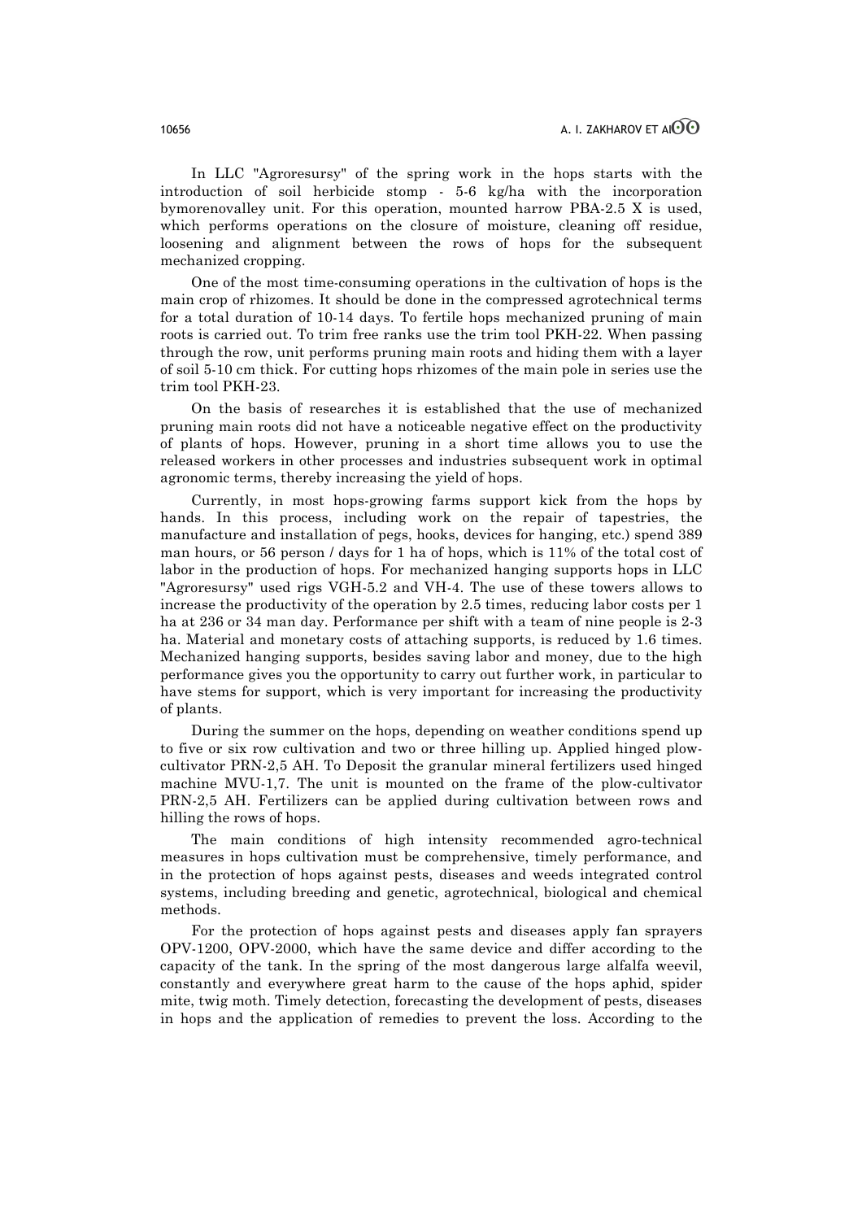In LLC "Agroresursy" of the spring work in the hops starts with the introduction of soil herbicide stomp - 5-6 kg/ha with the incorporation bymorenovalley unit. For this operation, mounted harrow PBA-2.5 X is used, which performs operations on the closure of moisture, cleaning off residue, loosening and alignment between the rows of hops for the subsequent mechanized cropping.

One of the most time-consuming operations in the cultivation of hops is the main crop of rhizomes. It should be done in the compressed agrotechnical terms for a total duration of 10-14 days. To fertile hops mechanized pruning of main roots is carried out. To trim free ranks use the trim tool PKH-22. When passing through the row, unit performs pruning main roots and hiding them with a layer of soil 5-10 cm thick. For cutting hops rhizomes of the main pole in series use the trim tool PKH-23.

On the basis of researches it is established that the use of mechanized pruning main roots did not have a noticeable negative effect on the productivity of plants of hops. However, pruning in a short time allows you to use the released workers in other processes and industries subsequent work in optimal agronomic terms, thereby increasing the yield of hops.

Currently, in most hops-growing farms support kick from the hops by hands. In this process, including work on the repair of tapestries, the manufacture and installation of pegs, hooks, devices for hanging, etc.) spend 389 man hours, or 56 person / days for 1 ha of hops, which is 11% of the total cost of labor in the production of hops. For mechanized hanging supports hops in LLC "Agroresursy" used rigs VGH-5.2 and VH-4. The use of these towers allows to increase the productivity of the operation by 2.5 times, reducing labor costs per 1 ha at 236 or 34 man day. Performance per shift with a team of nine people is 2-3 ha. Material and monetary costs of attaching supports, is reduced by 1.6 times. Mechanized hanging supports, besides saving labor and money, due to the high performance gives you the opportunity to carry out further work, in particular to have stems for support, which is very important for increasing the productivity of plants.

During the summer on the hops, depending on weather conditions spend up to five or six row cultivation and two or three hilling up. Applied hinged plow-cultivator PRN-2,5 AH. To Deposit the granular mineral fertilizers used hinged machine MVU-1,7. The unit is mounted on the frame of the plow-cultivator PRN-2,5 AH. Fertilizers can be applied during cultivation between rows and hilling the rows of hops.

The main conditions of high intensity recommended agro-technical measures in hops cultivation must be comprehensive, timely performance, and in the protection of hops against pests, diseases and weeds integrated control systems, including breeding and genetic, agrotechnical, biological and chemical methods.

For the protection of hops against pests and diseases apply fan sprayers OPV-1200, OPV-2000, which have the same device and differ according to the capacity of the tank. In the spring of the most dangerous large alfalfa weevil, constantly and everywhere great harm to the cause of the hops aphid, spider mite, twig moth. Timely detection, forecasting the development of pests, diseases in hops and the application of remedies to prevent the loss. According to the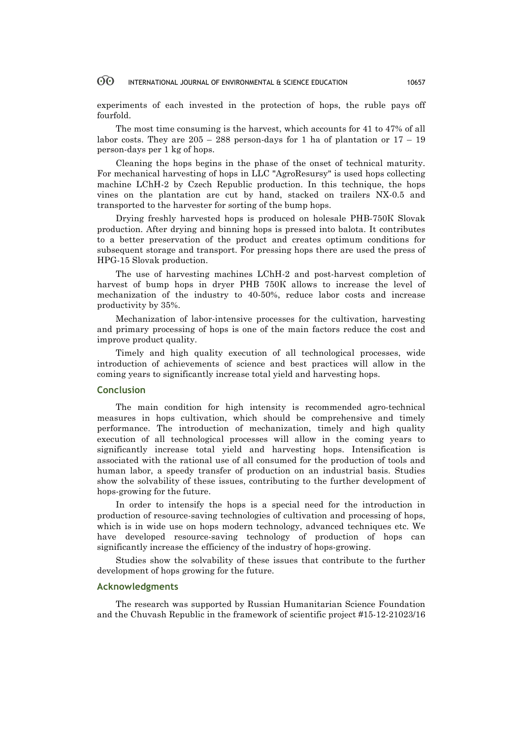experiments of each invested in the protection of hops, the ruble pays off fourfold.

The most time consuming is the harvest, which accounts for 41 to 47% of all labor costs. They are 205 – 288 person-days for 1 ha of plantation or 17 – 19 person-days per 1 kg of hops.

Cleaning the hops begins in the phase of the onset of technical maturity. For mechanical harvesting of hops in LLC "AgroResursy" is used hops collecting machine LChH-2 by Czech Republic production. In this technique, the hops vines on the plantation are cut by hand, stacked on trailers NX-0.5 and transported to the harvester for sorting of the bump hops.

Drying freshly harvested hops is produced on holesale PHB-750K Slovak production. After drying and binning hops is pressed into balota. It contributes to a better preservation of the product and creates optimum conditions for subsequent storage and transport. For pressing hops there are used the press of HPG-15 Slovak production.

The use of harvesting machines LChH-2 and post-harvest completion of harvest of bump hops in dryer PHB 750K allows to increase the level of mechanization of the industry to 40-50%, reduce labor costs and increase productivity by 35%.

Mechanization of labor-intensive processes for the cultivation, harvesting and primary processing of hops is one of the main factors reduce the cost and improve product quality.

Timely and high quality execution of all technological processes, wide introduction of achievements of science and best practices will allow in the coming years to significantly increase total yield and harvesting hops.

## Conclusion

The main condition for high intensity is recommended agro-technical measures in hops cultivation, which should be comprehensive and timely performance. The introduction of mechanization, timely and high quality execution of all technological processes will allow in the coming years to significantly increase total yield and harvesting hops. Intensification is associated with the rational use of all consumed for the production of tools and human labor, a speedy transfer of production on an industrial basis. Studies show the solvability of these issues, contributing to the further development of hops-growing for the future.

In order to intensify the hops is a special need for the introduction in production of resource-saving technologies of cultivation and processing of hops, which is in wide use on hops modern technology, advanced techniques etc. We have developed resource-saving technology of production of hops can significantly increase the efficiency of the industry of hops-growing.

Studies show the solvability of these issues that contribute to the further development of hops growing for the future.

## Acknowledgments

The research was supported by Russian Humanitarian Science Foundation and the Chuvash Republic in the framework of scientific project #15-12-21023/16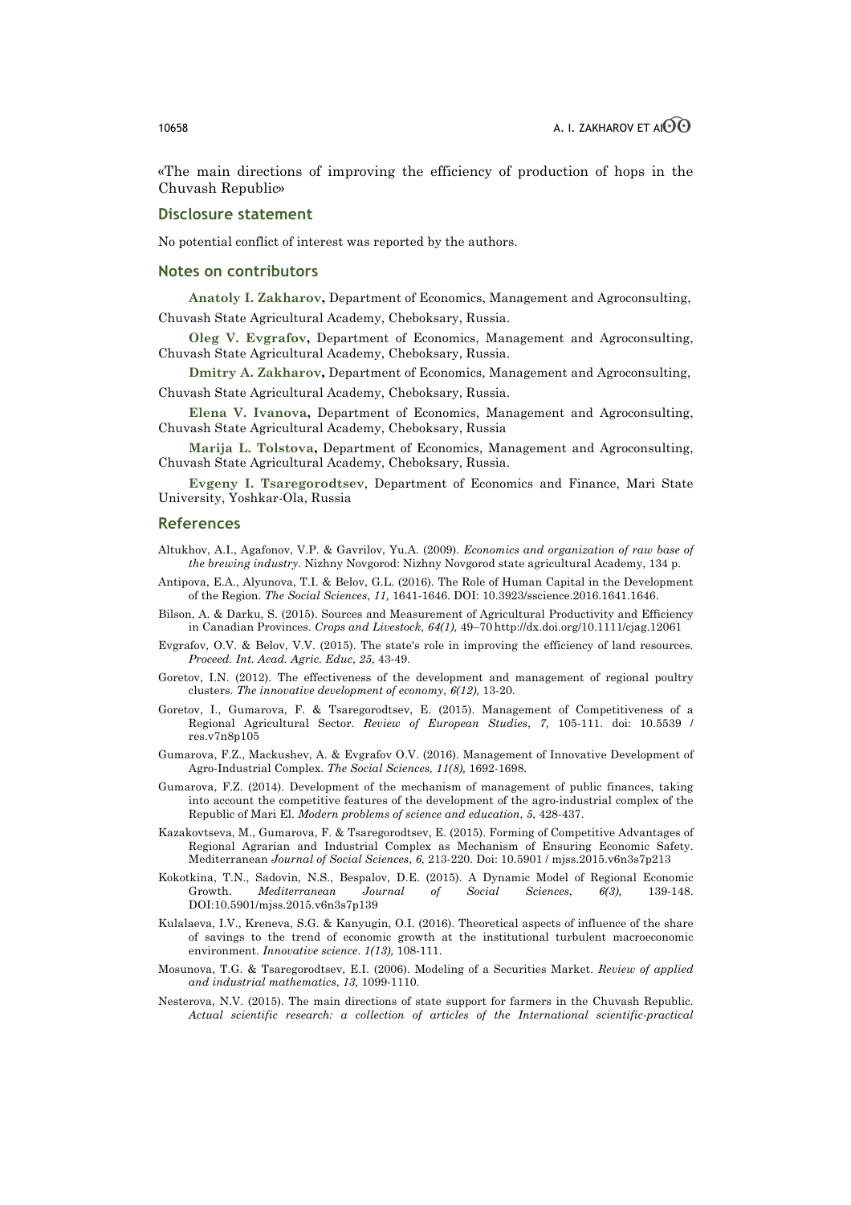«The main directions of improving the efficiency of production of hops in the Chuvash Republic»

## Disclosure statement

No potential conflict of interest was reported by the authors.

## Notes on contributors

**Anatoly I. Zakharov,** Department of Economics, Management and Agroconsulting, Chuvash State Agricultural Academy, Cheboksary, Russia.

**Oleg V. Evgrafov,** Department of Economics, Management and Agroconsulting, Chuvash State Agricultural Academy, Cheboksary, Russia.

**Dmitry A. Zakharov,** Department of Economics, Management and Agroconsulting, Chuvash State Agricultural Academy, Cheboksary, Russia.

**Elena V. Ivanova,** Department of Economics, Management and Agroconsulting, Chuvash State Agricultural Academy, Cheboksary, Russia

**Marija L. Tolstova,** Department of Economics, Management and Agroconsulting, Chuvash State Agricultural Academy, Cheboksary, Russia.

**Evgeny I. Tsaregorodtsev**, Department of Economics and Finance, Mari State University, Yoshkar-Ola, Russia

## References

Altukhov, A.I., Agafonov, V.P. & Gavrilov, Yu.A. (2009). *Economics and organization of raw base of the brewing industry.* Nizhny Novgorod: Nizhny Novgorod state agricultural Academy, 134 p.

Antipova, E.A., Alyunova, T.I. & Belov, G.L. (2016). The Role of Human Capital in the Development of the Region. *The Social Sciences*, *11,* 1641-1646. DOI: 10.3923/sscience.2016.1641.1646.

Bilson, A. & Darku, S. (2015). Sources and Measurement of Agricultural Productivity and Efficiency in Canadian Provinces. *Crops and Livestock*, *64(1),* 49–70 http://dx.doi.org/10.1111/cjag.12061

Evgrafov, O.V. & Belov, V.V. (2015). The state's role in improving the efficiency of land resources. *Proceed. Int. Acad. Agric. Educ*, *25*, 43-49.

Goretov, I.N. (2012). The effectiveness of the development and management of regional poultry clusters. *The innovative development of economy*, *6(12),* 13-20.

Goretov, I., Gumarova, F. & Tsaregorodtsev, E. (2015). Management of Competitiveness of a Regional Agricultural Sector. *Review of European Studies*, *7,* 105-111. doi: 10.5539 / res.v7n8p105

Gumarova, F.Z., Mackushev, A. & Evgrafov O.V. (2016). Management of Innovative Development of Agro-Industrial Complex. *The Social Sciences, 11(8),* 1692-1698.

Gumarova, F.Z. (2014). Development of the mechanism of management of public finances, taking into account the competitive features of the development of the agro-industrial complex of the Republic of Mari El. *Modern problems of science and education*, *5*, 428-437.

Kazakovtseva, M., Gumarova, F. & Tsaregorodtsev, E. (2015). Forming of Competitive Advantages of Regional Agrarian and Industrial Complex as Mechanism of Ensuring Economic Safety. Mediterranean *Journal of Social Sciences*, *6,* 213-220. Doi: 10.5901 / mjss.2015.v6n3s7p213

Kokotkina, T.N., Sadovin, N.S., Bespalov, D.E. (2015). A Dynamic Model of Regional Economic Growth. *Mediterranean Journal of Social Sciences*, *6(3),* 139-148. DOI:10.5901/mjss.2015.v6n3s7p139

Kulalaeva, I.V., Kreneva, S.G. & Kanyugin, O.I. (2016). Theoretical aspects of influence of the share of savings to the trend of economic growth at the institutional turbulent macroeconomic environment. *Innovative science*. *1(13),* 108-111.

Mosunova, T.G. & Tsaregorodtsev, E.I. (2006). Modeling of a Securities Market. *Review of applied and industrial mathematics*, *13,* 1099-1110.

Nesterova, N.V. (2015). The main directions of state support for farmers in the Chuvash Republic. *Actual scientific research: a collection of articles of the International scientific-practical*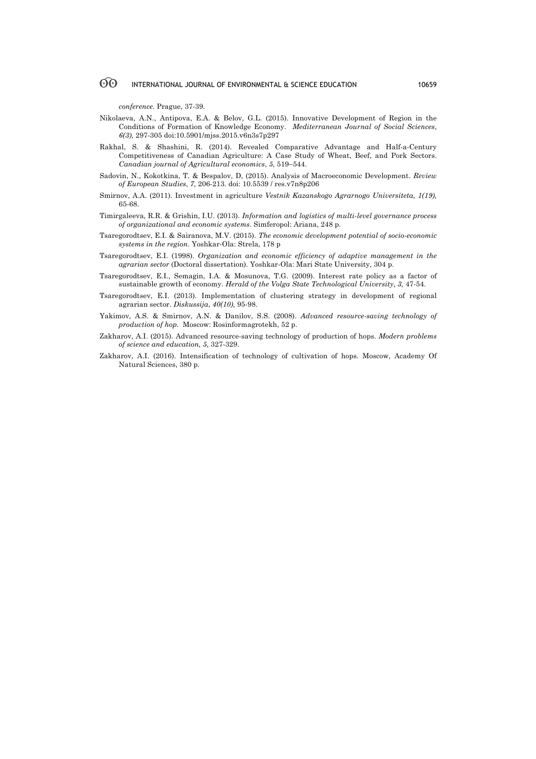*conference*. Prague, 37-39.

Nikolaeva, A.N., Antipova, E.A. & Belov, G.L. (2015). Innovative Development of Region in the Conditions of Formation of Knowledge Economy. *Mediterranean Journal of Social Sciences*, *6(3),* 297-305 doi:10.5901/mjss.2015.v6n3s7p297

Rakhal, S. & Shashini, R. (2014). Revealed Comparative Advantage and Half-a-Century Competitiveness of Canadian Agriculture: A Case Study of Wheat, Beef, and Pork Sectors. *Canadian journal of Agricultural economics*, *5*, 519–544.

Sadovin, N., Kokotkina, T. & Bespalov, D, (2015). Analysis of Macroeconomic Development. *Review of European Studies*, *7,* 206-213. doi: 10.5539 / res.v7n8p206

Smirnov, A.A. (2011). Investment in agriculture *Vestnik Kazanskogo Agrarnogo Universiteta, 1(19),* 65-68.

Timirgaleeva, R.R. & Grishin, I.U. (2013). *Information and logistics of multi-level governance process of organizational and economic systems*. Simferopol: Ariana, 248 p.

Tsaregorodtsev, E.I. & Sairanova, M.V. (2015). *The economic development potential of socio-economic systems in the region*. Yoshkar-Ola: Strela, 178 p

Tsaregorodtsev, E.I. (1998). *Organization and economic efficiency of adaptive management in the agrarian sector* (Doctoral dissertation). Yoshkar-Ola: Mari State University, 304 p.

Tsaregorodtsev, E.I., Semagin, I.A. & Mosunova, T.G. (2009). Interest rate policy as a factor of sustainable growth of economy. *Herald of the Volga State Technological University*, *3,* 47-54.

Tsaregorodtsev, E.I. (2013). Implementation of clustering strategy in development of regional agrarian sector. *Diskussija*, *40(10),* 95-98.

Yakimov, A.S. & Smirnov, A.N. & Danilov, S.S. (2008). *Advanced resource-saving technology of production of hop.* Moscow: Rosinformagrotekh, 52 p.

Zakharov, A.I. (2015). Advanced resource-saving technology of production of hops. *Modern problems of science and education, 5,* 327-329.

Zakharov, A.I. (2016). Intensification of technology of cultivation of hops. Moscow, Academy Of Natural Sciences, 380 p.